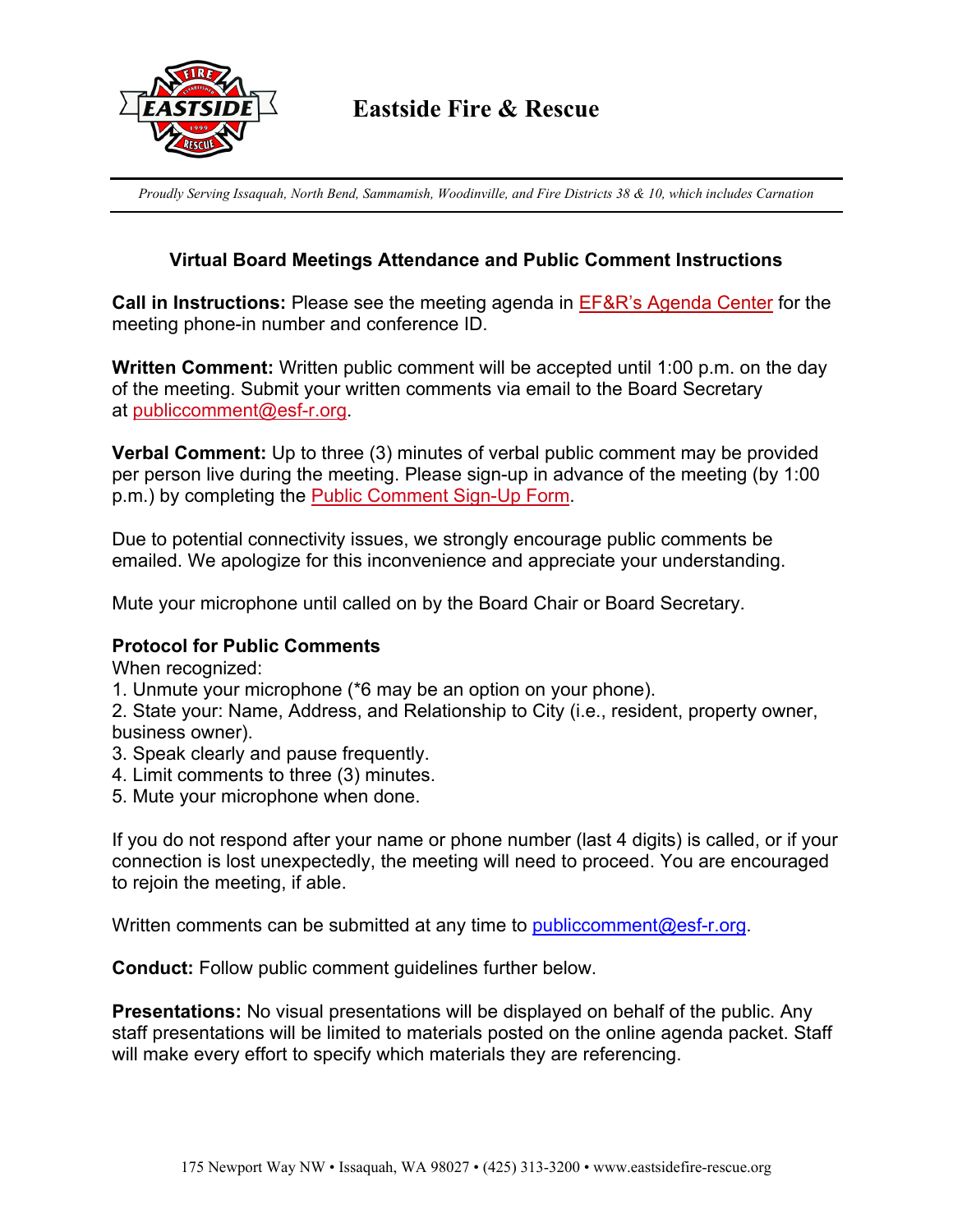# Eastside Fire & Rescue

*Proudly Serving Issaquah, North Bend, Sammamish, Woodinville, and Fire Districts 38 & 10, which includes Carnation*

## Virtual Board Meetings Attendance and Public Comment Instructions

**Call in Instructions:** Please see the meeting agenda in EF&R's Agenda Center for the meeting phone-in number and conference ID.

**Written Comment:** Written public comment will be accepted until 1:00 p.m. on the day of the meeting. Submit your written comments via email to the Board Secretary at publiccomment@esf-r.org.

**Verbal Comment:** Up to three (3) minutes of verbal public comment may be provided per person live during the meeting. Please sign-up in advance of the meeting (by 1:00 p.m.) by completing the Public Comment Sign-Up Form.

Due to potential connectivity issues, we strongly encourage public comments be emailed. We apologize for this inconvenience and appreciate your understanding.

Mute your microphone until called on by the Board Chair or Board Secretary.

**Protocol for Public Comments**

When recognized:

1. Unmute your microphone (*6 may be an option on your phone).
2. State your: Name, Address, and Relationship to City (i.e., resident, property owner, business owner).
3. Speak clearly and pause frequently.
4. Limit comments to three (3) minutes.
5. Mute your microphone when done.

If you do not respond after your name or phone number (last 4 digits) is called, or if your connection is lost unexpectedly, the meeting will need to proceed. You are encouraged to rejoin the meeting, if able.

Written comments can be submitted at any time to publiccomment@esf-r.org.

**Conduct:** Follow public comment guidelines further below.

**Presentations:** No visual presentations will be displayed on behalf of the public. Any staff presentations will be limited to materials posted on the online agenda packet. Staff will make every effort to specify which materials they are referencing.

175 Newport Way NW • Issaquah, WA 98027 • (425) 313-3200 • www.eastsidefire-rescue.org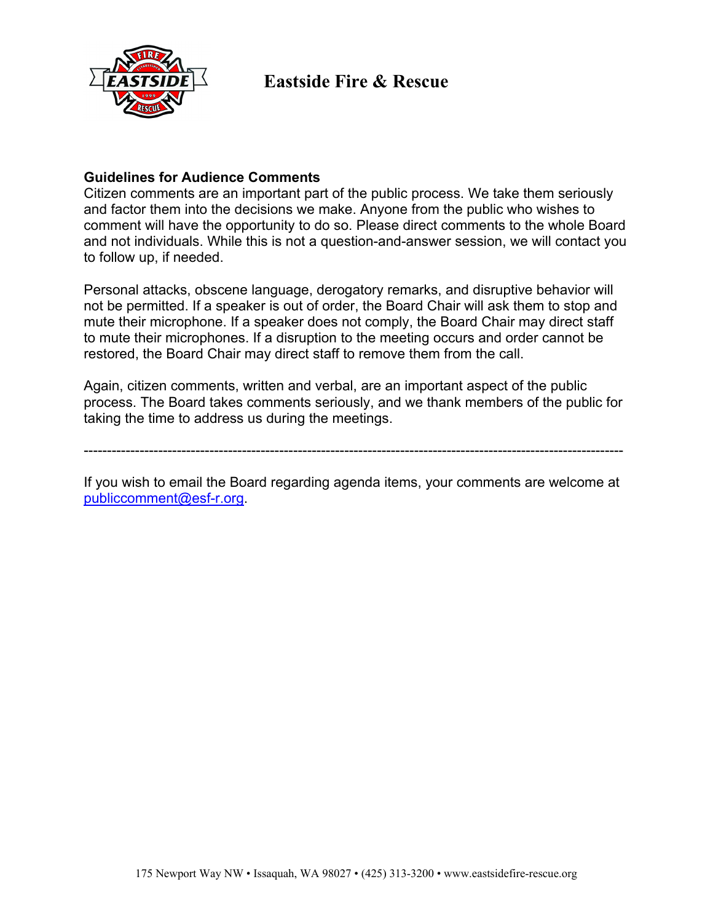# Eastside Fire & Rescue

**Guidelines for Audience Comments**

Citizen comments are an important part of the public process. We take them seriously and factor them into the decisions we make. Anyone from the public who wishes to comment will have the opportunity to do so. Please direct comments to the whole Board and not individuals. While this is not a question-and-answer session, we will contact you to follow up, if needed.

Personal attacks, obscene language, derogatory remarks, and disruptive behavior will not be permitted. If a speaker is out of order, the Board Chair will ask them to stop and mute their microphone. If a speaker does not comply, the Board Chair may direct staff to mute their microphones. If a disruption to the meeting occurs and order cannot be restored, the Board Chair may direct staff to remove them from the call.

Again, citizen comments, written and verbal, are an important aspect of the public process. The Board takes comments seriously, and we thank members of the public for taking the time to address us during the meetings.

---

If you wish to email the Board regarding agenda items, your comments are welcome at publiccomment@esf-r.org.

175 Newport Way NW • Issaquah, WA 98027 • (425) 313-3200 • www.eastsidefire-rescue.org